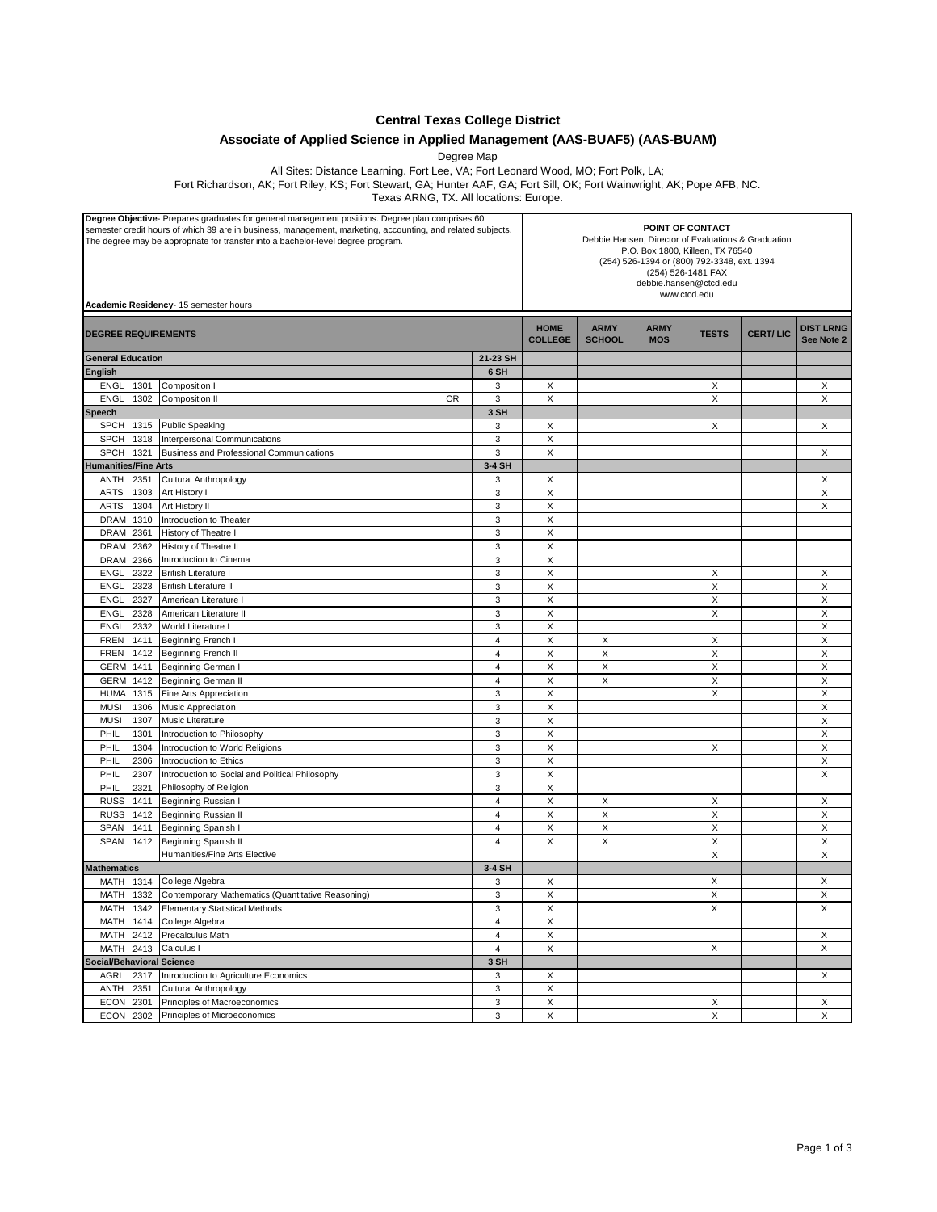# Central Texas College District

## Associate of Applied Science in Applied Management (AAS-BUAF5) (AAS-BUAM)

Degree Map

All Sites: Distance Learning. Fort Lee, VA; Fort Leonard Wood, MO; Fort Polk, LA;
Fort Richardson, AK; Fort Riley, KS; Fort Stewart, GA; Hunter AAF, GA; Fort Sill, OK; Fort Wainwright, AK; Pope AFB, NC.
Texas ARNG, TX. All locations: Europe.

**Degree Objective**- Prepares graduates for general management positions. Degree plan comprises 60 semester credit hours of which 39 are in business, management, marketing, accounting, and related subjects. The degree may be appropriate for transfer into a bachelor-level degree program.

**Academic Residency**- 15 semester hours

**POINT OF CONTACT**
Debbie Hansen, Director of Evaluations & Graduation
P.O. Box 1800, Killeen, TX 76540
(254) 526-1394 or (800) 792-3348, ext. 1394
(254) 526-1481 FAX
debbie.hansen@ctcd.edu
www.ctcd.edu

| DEGREE REQUIREMENTS | | | | HOME COLLEGE | ARMY SCHOOL | ARMY MOS | TESTS | CERT/ LIC | DIST LRNG See Note 2 |
|---|---|---|---|---|---|---|---|---|---|
| **General Education** | | | **21-23 SH** | | | | | | |
| **English** | | | **6 SH** | | | | | | |
| ENGL 1301 | Composition I | | 3 | X | | | X | | X |
| ENGL 1302 | Composition II | OR | 3 | X | | | X | | X |
| **Speech** | | | **3 SH** | | | | | | |
| SPCH 1315 | Public Speaking | | 3 | X | | | X | | X |
| SPCH 1318 | Interpersonal Communications | | 3 | X | | | | | |
| SPCH 1321 | Business and Professional Communications | | 3 | X | | | | | X |
| **Humanities/Fine Arts** | | | **3-4 SH** | | | | | | |
| ANTH 2351 | Cultural Anthropology | | 3 | X | | | | | X |
| ARTS 1303 | Art History I | | 3 | X | | | | | X |
| ARTS 1304 | Art History II | | 3 | X | | | | | X |
| DRAM 1310 | Introduction to Theater | | 3 | X | | | | | |
| DRAM 2361 | History of Theatre I | | 3 | X | | | | | |
| DRAM 2362 | History of Theatre II | | 3 | X | | | | | |
| DRAM 2366 | Introduction to Cinema | | 3 | X | | | | | |
| ENGL 2322 | British Literature I | | 3 | X | | | X | | X |
| ENGL 2323 | British Literature II | | 3 | X | | | X | | X |
| ENGL 2327 | American Literature I | | 3 | X | | | X | | X |
| ENGL 2328 | American Literature II | | 3 | X | | | X | | X |
| ENGL 2332 | World Literature I | | 3 | X | | | | | X |
| FREN 1411 | Beginning French I | | 4 | X | X | | X | | X |
| FREN 1412 | Beginning French II | | 4 | X | X | | X | | X |
| GERM 1411 | Beginning German I | | 4 | X | X | | X | | X |
| GERM 1412 | Beginning German II | | 4 | X | X | | X | | X |
| HUMA 1315 | Fine Arts Appreciation | | 3 | X | | | X | | X |
| MUSI 1306 | Music Appreciation | | 3 | X | | | | | X |
| MUSI 1307 | Music Literature | | 3 | X | | | | | X |
| PHIL 1301 | Introduction to Philosophy | | 3 | X | | | | | X |
| PHIL 1304 | Introduction to World Religions | | 3 | X | | | X | | X |
| PHIL 2306 | Introduction to Ethics | | 3 | X | | | | | X |
| PHIL 2307 | Introduction to Social and Political Philosophy | | 3 | X | | | | | X |
| PHIL 2321 | Philosophy of Religion | | 3 | X | | | | | |
| RUSS 1411 | Beginning Russian I | | 4 | X | X | | X | | X |
| RUSS 1412 | Beginning Russian II | | 4 | X | X | | X | | X |
| SPAN 1411 | Beginning Spanish I | | 4 | X | X | | X | | X |
| SPAN 1412 | Beginning Spanish II | | 4 | X | X | | X | | X |
| | Humanities/Fine Arts Elective | | | | | | X | | X |
| **Mathematics** | | | **3-4 SH** | | | | | | |
| MATH 1314 | College Algebra | | 3 | X | | | X | | X |
| MATH 1332 | Contemporary Mathematics (Quantitative Reasoning) | | 3 | X | | | X | | X |
| MATH 1342 | Elementary Statistical Methods | | 3 | X | | | X | | X |
| MATH 1414 | College Algebra | | 4 | X | | | | | |
| MATH 2412 | Precalculus Math | | 4 | X | | | | | X |
| MATH 2413 | Calculus I | | 4 | X | | | X | | X |
| **Social/Behavioral Science** | | | **3 SH** | | | | | | |
| AGRI 2317 | Introduction to Agriculture Economics | | 3 | X | | | | | X |
| ANTH 2351 | Cultural Anthropology | | 3 | X | | | | | |
| ECON 2301 | Principles of Macroeconomics | | 3 | X | | | X | | X |
| ECON 2302 | Principles of Microeconomics | | 3 | X | | | X | | X |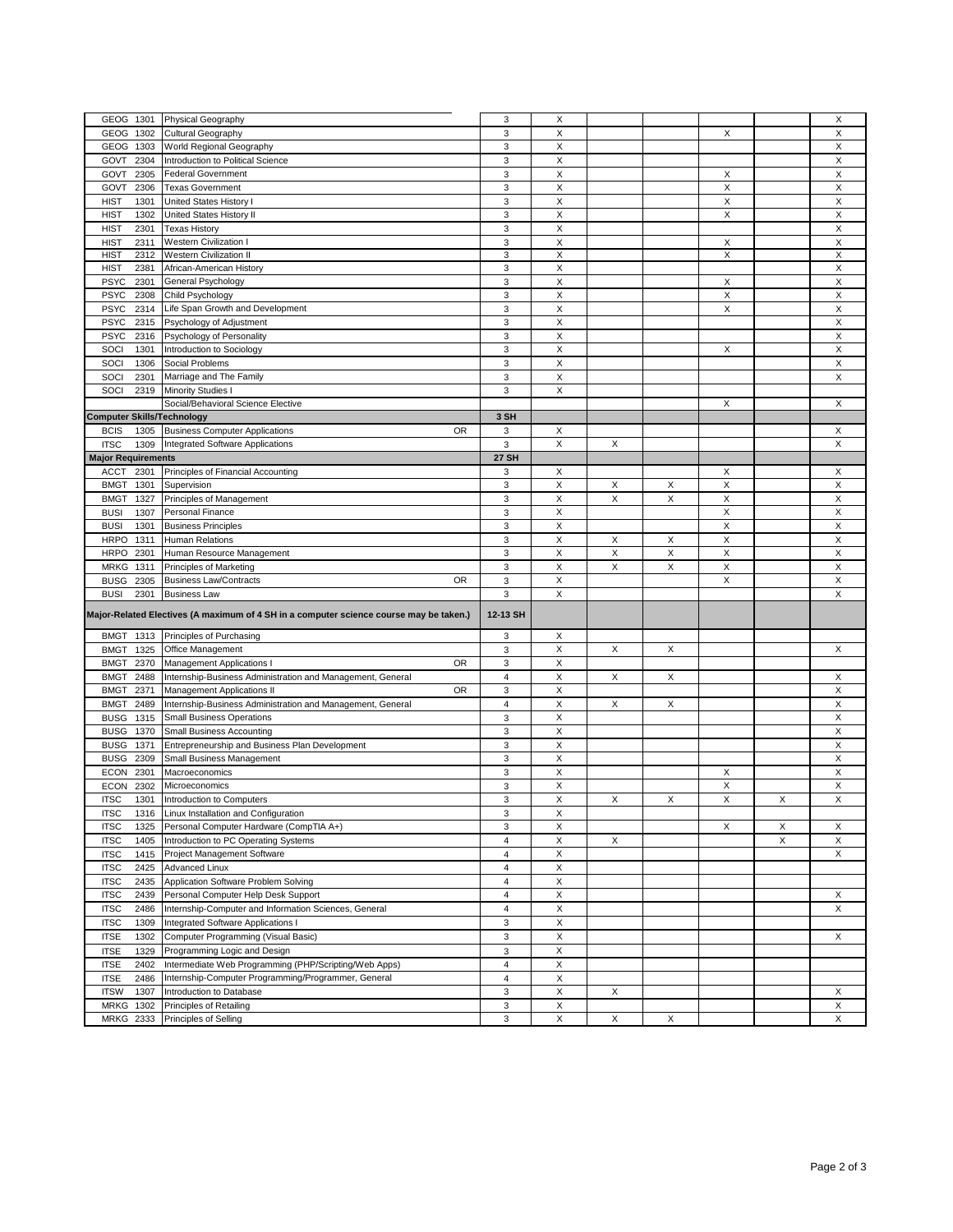| Course | Title | | SH | | | | | | |
|---|---|---|---|---|---|---|---|---|---|
| GEOG 1301 | Physical Geography | | 3 | X | | | | | X |
| GEOG 1302 | Cultural Geography | | 3 | X | | | X | | X |
| GEOG 1303 | World Regional Geography | | 3 | X | | | | | X |
| GOVT 2304 | Introduction to Political Science | | 3 | X | | | | | X |
| GOVT 2305 | Federal Government | | 3 | X | | | X | | X |
| GOVT 2306 | Texas Government | | 3 | X | | | X | | X |
| HIST 1301 | United States History I | | 3 | X | | | X | | X |
| HIST 1302 | United States History II | | 3 | X | | | X | | X |
| HIST 2301 | Texas History | | 3 | X | | | | | X |
| HIST 2311 | Western Civilization I | | 3 | X | | | X | | X |
| HIST 2312 | Western Civilization II | | 3 | X | | | X | | X |
| HIST 2381 | African-American History | | 3 | X | | | | | X |
| PSYC 2301 | General Psychology | | 3 | X | | | X | | X |
| PSYC 2308 | Child Psychology | | 3 | X | | | X | | X |
| PSYC 2314 | Life Span Growth and Development | | 3 | X | | | X | | X |
| PSYC 2315 | Psychology of Adjustment | | 3 | X | | | | | X |
| PSYC 2316 | Psychology of Personality | | 3 | X | | | | | X |
| SOCI 1301 | Introduction to Sociology | | 3 | X | | | X | | X |
| SOCI 1306 | Social Problems | | 3 | X | | | | | X |
| SOCI 2301 | Marriage and The Family | | 3 | X | | | | | X |
| SOCI 2319 | Minority Studies I | | 3 | X | | | | | |
| | Social/Behavioral Science Elective | | | | | | X | | X |
| **Computer Skills/Technology** | | | **3 SH** | | | | | | |
| BCIS 1305 | Business Computer Applications | OR | 3 | X | | | | | X |
| ITSC 1309 | Integrated Software Applications | | 3 | X | X | | | | X |
| **Major Requirements** | | | **27 SH** | | | | | | |
| ACCT 2301 | Principles of Financial Accounting | | 3 | X | | | X | | X |
| BMGT 1301 | Supervision | | 3 | X | X | X | X | | X |
| BMGT 1327 | Principles of Management | | 3 | X | X | X | X | | X |
| BUSI 1307 | Personal Finance | | 3 | X | | | X | | X |
| BUSI 1301 | Business Principles | | 3 | X | | | X | | X |
| HRPO 1311 | Human Relations | | 3 | X | X | X | X | | X |
| HRPO 2301 | Human Resource Management | | 3 | X | X | X | X | | X |
| MRKG 1311 | Principles of Marketing | | 3 | X | X | X | X | | X |
| BUSG 2305 | Business Law/Contracts | OR | 3 | X | | | X | | X |
| BUSI 2301 | Business Law | | 3 | X | | | | | X |
| **Major-Related Electives (A maximum of 4 SH in a computer science course may be taken.)** | | | **12-13 SH** | | | | | | |
| BMGT 1313 | Principles of Purchasing | | 3 | X | | | | | |
| BMGT 1325 | Office Management | | 3 | X | X | X | | | X |
| BMGT 2370 | Management Applications I | OR | 3 | X | | | | | |
| BMGT 2488 | Internship-Business Administration and Management, General | | 4 | X | X | X | | | X |
| BMGT 2371 | Management Applications II | OR | 3 | X | | | | | X |
| BMGT 2489 | Internship-Business Administration and Management, General | | 4 | X | X | X | | | X |
| BUSG 1315 | Small Business Operations | | 3 | X | | | | | X |
| BUSG 1370 | Small Business Accounting | | 3 | X | | | | | X |
| BUSG 1371 | Entrepreneurship and Business Plan Development | | 3 | X | | | | | X |
| BUSG 2309 | Small Business Management | | 3 | X | | | | | X |
| ECON 2301 | Macroeconomics | | 3 | X | | | X | | X |
| ECON 2302 | Microeconomics | | 3 | X | | | X | | X |
| ITSC 1301 | Introduction to Computers | | 3 | X | X | X | X | X | X |
| ITSC 1316 | Linux Installation and Configuration | | 3 | X | | | | | |
| ITSC 1325 | Personal Computer Hardware (CompTIA A+) | | 3 | X | | | X | X | X |
| ITSC 1405 | Introduction to PC Operating Systems | | 4 | X | X | | | X | X |
| ITSC 1415 | Project Management Software | | 4 | X | | | | | X |
| ITSC 2425 | Advanced Linux | | 4 | X | | | | | |
| ITSC 2435 | Application Software Problem Solving | | 4 | X | | | | | |
| ITSC 2439 | Personal Computer Help Desk Support | | 4 | X | | | | | X |
| ITSC 2486 | Internship-Computer and Information Sciences, General | | 4 | X | | | | | X |
| ITSC 1309 | Integrated Software Applications I | | 3 | X | | | | | |
| ITSE 1302 | Computer Programming (Visual Basic) | | 3 | X | | | | | X |
| ITSE 1329 | Programming Logic and Design | | 3 | X | | | | | |
| ITSE 2402 | Intermediate Web Programming (PHP/Scripting/Web Apps) | | 4 | X | | | | | |
| ITSE 2486 | Internship-Computer Programming/Programmer, General | | 4 | X | | | | | |
| ITSW 1307 | Introduction to Database | | 3 | X | X | | | | X |
| MRKG 1302 | Principles of Retailing | | 3 | X | | | | | X |
| MRKG 2333 | Principles of Selling | | 3 | X | X | X | | | X |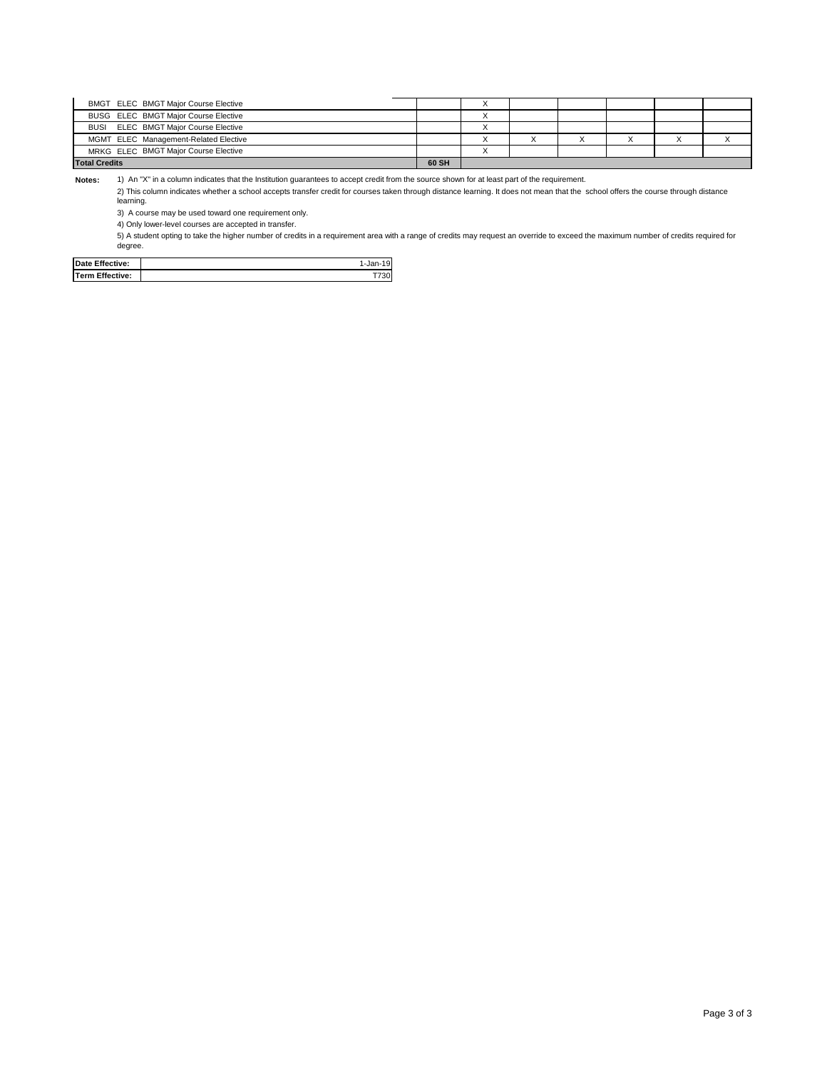| | | | | | | | |
|---|---|---|---|---|---|---|---|
| BMGT ELEC BMGT Major Course Elective | | X | | | | | |
| BUSG ELEC BMGT Major Course Elective | | X | | | | | |
| BUSI ELEC BMGT Major Course Elective | | X | | | | | |
| MGMT ELEC Management-Related Elective | | X | X | X | X | X | X |
| MRKG ELEC BMGT Major Course Elective | | X | | | | | |
| **Total Credits** | **60 SH** | | | | | | |

**Notes:**

1) An "X" in a column indicates that the Institution guarantees to accept credit from the source shown for at least part of the requirement.

2) This column indicates whether a school accepts transfer credit for courses taken through distance learning. It does not mean that the school offers the course through distance learning.

3) A course may be used toward one requirement only.

4) Only lower-level courses are accepted in transfer.

5) A student opting to take the higher number of credits in a requirement area with a range of credits may request an override to exceed the maximum number of credits required for degree.

| | |
|---|---|
| **Date Effective:** | 1-Jan-19 |
| **Term Effective:** | T730 |